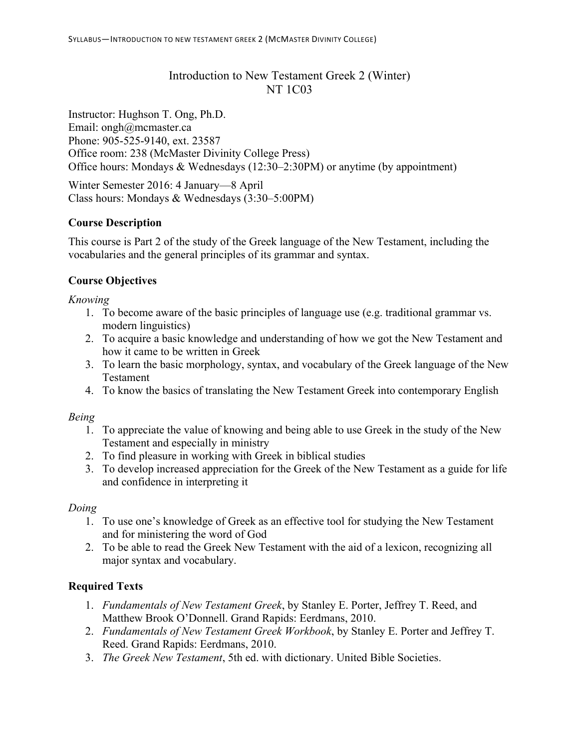# Introduction to New Testament Greek 2 (Winter)
# NT 1C03

Instructor: Hughson T. Ong, Ph.D.
Email: ongh@mcmaster.ca
Phone: 905-525-9140, ext. 23587
Office room: 238 (McMaster Divinity College Press)
Office hours: Mondays & Wednesdays (12:30–2:30PM) or anytime (by appointment)

Winter Semester 2016: 4 January—8 April
Class hours: Mondays & Wednesdays (3:30–5:00PM)

## Course Description

This course is Part 2 of the study of the Greek language of the New Testament, including the vocabularies and the general principles of its grammar and syntax.

## Course Objectives

*Knowing*

1. To become aware of the basic principles of language use (e.g. traditional grammar vs. modern linguistics)
2. To acquire a basic knowledge and understanding of how we got the New Testament and how it came to be written in Greek
3. To learn the basic morphology, syntax, and vocabulary of the Greek language of the New Testament
4. To know the basics of translating the New Testament Greek into contemporary English

*Being*

1. To appreciate the value of knowing and being able to use Greek in the study of the New Testament and especially in ministry
2. To find pleasure in working with Greek in biblical studies
3. To develop increased appreciation for the Greek of the New Testament as a guide for life and confidence in interpreting it

*Doing*

1. To use one's knowledge of Greek as an effective tool for studying the New Testament and for ministering the word of God
2. To be able to read the Greek New Testament with the aid of a lexicon, recognizing all major syntax and vocabulary.

## Required Texts

1. *Fundamentals of New Testament Greek*, by Stanley E. Porter, Jeffrey T. Reed, and Matthew Brook O'Donnell. Grand Rapids: Eerdmans, 2010.
2. *Fundamentals of New Testament Greek Workbook*, by Stanley E. Porter and Jeffrey T. Reed. Grand Rapids: Eerdmans, 2010.
3. *The Greek New Testament*, 5th ed. with dictionary. United Bible Societies.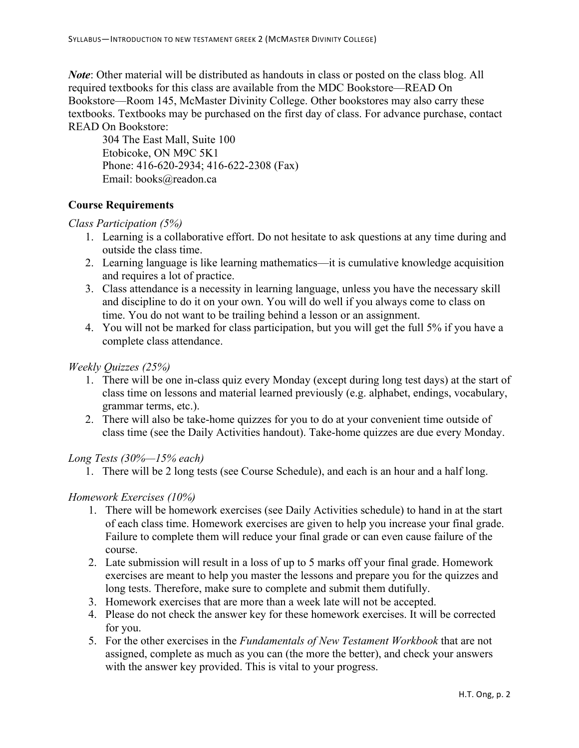*Note*: Other material will be distributed as handouts in class or posted on the class blog. All required textbooks for this class are available from the MDC Bookstore—READ On Bookstore—Room 145, McMaster Divinity College. Other bookstores may also carry these textbooks. Textbooks may be purchased on the first day of class. For advance purchase, contact READ On Bookstore:

304 The East Mall, Suite 100
Etobicoke, ON M9C 5K1
Phone: 416-620-2934; 416-622-2308 (Fax)
Email: books@readon.ca

**Course Requirements**

*Class Participation (5%)*

1. Learning is a collaborative effort. Do not hesitate to ask questions at any time during and outside the class time.
2. Learning language is like learning mathematics—it is cumulative knowledge acquisition and requires a lot of practice.
3. Class attendance is a necessity in learning language, unless you have the necessary skill and discipline to do it on your own. You will do well if you always come to class on time. You do not want to be trailing behind a lesson or an assignment.
4. You will not be marked for class participation, but you will get the full 5% if you have a complete class attendance.

*Weekly Quizzes (25%)*

1. There will be one in-class quiz every Monday (except during long test days) at the start of class time on lessons and material learned previously (e.g. alphabet, endings, vocabulary, grammar terms, etc.).
2. There will also be take-home quizzes for you to do at your convenient time outside of class time (see the Daily Activities handout). Take-home quizzes are due every Monday.

*Long Tests (30%—15% each)*

1. There will be 2 long tests (see Course Schedule), and each is an hour and a half long.

*Homework Exercises (10%)*

1. There will be homework exercises (see Daily Activities schedule) to hand in at the start of each class time. Homework exercises are given to help you increase your final grade. Failure to complete them will reduce your final grade or can even cause failure of the course.
2. Late submission will result in a loss of up to 5 marks off your final grade. Homework exercises are meant to help you master the lessons and prepare you for the quizzes and long tests. Therefore, make sure to complete and submit them dutifully.
3. Homework exercises that are more than a week late will not be accepted.
4. Please do not check the answer key for these homework exercises. It will be corrected for you.
5. For the other exercises in the *Fundamentals of New Testament Workbook* that are not assigned, complete as much as you can (the more the better), and check your answers with the answer key provided. This is vital to your progress.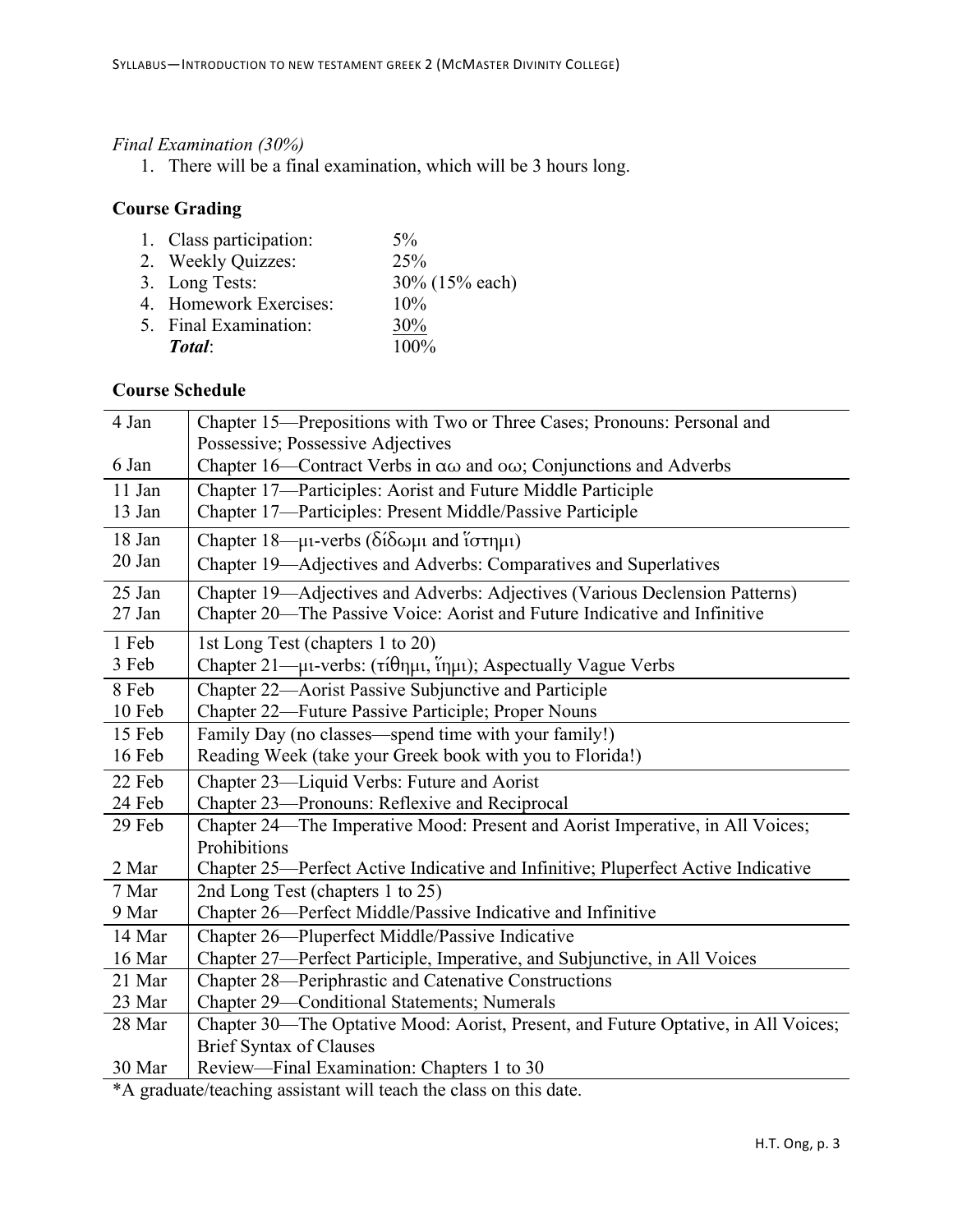*Final Examination (30%)*

1. There will be a final examination, which will be 3 hours long.

**Course Grading**

1. Class participation: 5%
2. Weekly Quizzes: 25%
3. Long Tests: 30% (15% each)
4. Homework Exercises: 10%
5. Final Examination: 30%

   ***Total***: 100%

**Course Schedule**

| Date | Topic |
|---|---|
| 4 Jan | Chapter 15—Prepositions with Two or Three Cases; Pronouns: Personal and Possessive; Possessive Adjectives |
| 6 Jan | Chapter 16—Contract Verbs in αω and οω; Conjunctions and Adverbs |
| 11 Jan | Chapter 17—Participles: Aorist and Future Middle Participle |
| 13 Jan | Chapter 17—Participles: Present Middle/Passive Participle |
| 18 Jan | Chapter 18—μι-verbs (δίδωμι and ἵστημι) |
| 20 Jan | Chapter 19—Adjectives and Adverbs: Comparatives and Superlatives |
| 25 Jan | Chapter 19—Adjectives and Adverbs: Adjectives (Various Declension Patterns) |
| 27 Jan | Chapter 20—The Passive Voice: Aorist and Future Indicative and Infinitive |
| 1 Feb | 1st Long Test (chapters 1 to 20) |
| 3 Feb | Chapter 21—μι-verbs: (τίθημι, ἵημι); Aspectually Vague Verbs |
| 8 Feb | Chapter 22—Aorist Passive Subjunctive and Participle |
| 10 Feb | Chapter 22—Future Passive Participle; Proper Nouns |
| 15 Feb | Family Day (no classes—spend time with your family!) |
| 16 Feb | Reading Week (take your Greek book with you to Florida!) |
| 22 Feb | Chapter 23—Liquid Verbs: Future and Aorist |
| 24 Feb | Chapter 23—Pronouns: Reflexive and Reciprocal |
| 29 Feb | Chapter 24—The Imperative Mood: Present and Aorist Imperative, in All Voices; Prohibitions |
| 2 Mar | Chapter 25—Perfect Active Indicative and Infinitive; Pluperfect Active Indicative |
| 7 Mar | 2nd Long Test (chapters 1 to 25) |
| 9 Mar | Chapter 26—Perfect Middle/Passive Indicative and Infinitive |
| 14 Mar | Chapter 26—Pluperfect Middle/Passive Indicative |
| 16 Mar | Chapter 27—Perfect Participle, Imperative, and Subjunctive, in All Voices |
| 21 Mar | Chapter 28—Periphrastic and Catenative Constructions |
| 23 Mar | Chapter 29—Conditional Statements; Numerals |
| 28 Mar | Chapter 30—The Optative Mood: Aorist, Present, and Future Optative, in All Voices; Brief Syntax of Clauses |
| 30 Mar | Review—Final Examination: Chapters 1 to 30 |

*A graduate/teaching assistant will teach the class on this date.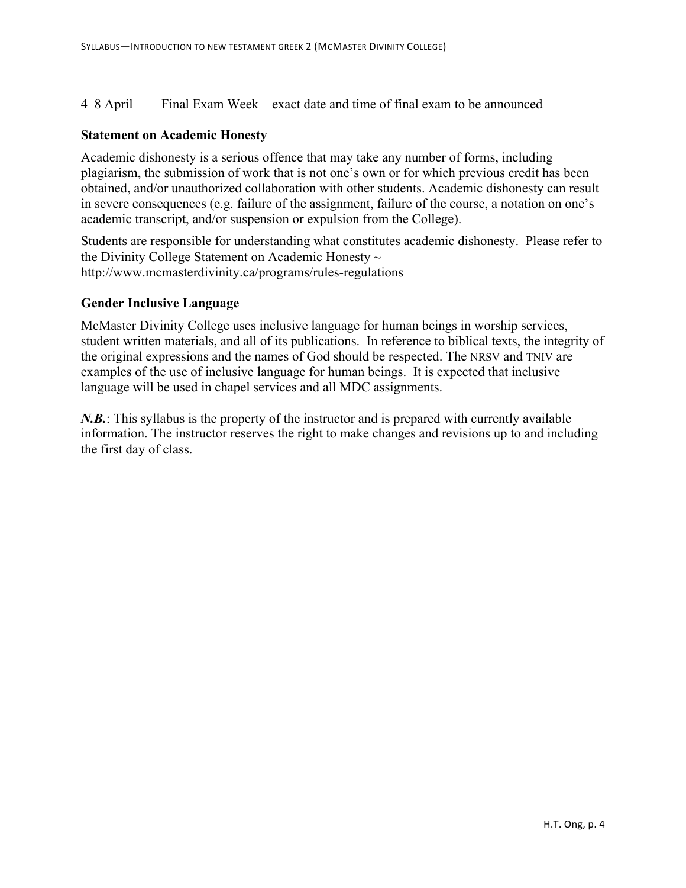4–8 April Final Exam Week—exact date and time of final exam to be announced

### Statement on Academic Honesty

Academic dishonesty is a serious offence that may take any number of forms, including plagiarism, the submission of work that is not one's own or for which previous credit has been obtained, and/or unauthorized collaboration with other students. Academic dishonesty can result in severe consequences (e.g. failure of the assignment, failure of the course, a notation on one's academic transcript, and/or suspension or expulsion from the College).

Students are responsible for understanding what constitutes academic dishonesty. Please refer to the Divinity College Statement on Academic Honesty ~ http://www.mcmasterdivinity.ca/programs/rules-regulations

### Gender Inclusive Language

McMaster Divinity College uses inclusive language for human beings in worship services, student written materials, and all of its publications. In reference to biblical texts, the integrity of the original expressions and the names of God should be respected. The NRSV and TNIV are examples of the use of inclusive language for human beings. It is expected that inclusive language will be used in chapel services and all MDC assignments.

***N.B.***: This syllabus is the property of the instructor and is prepared with currently available information. The instructor reserves the right to make changes and revisions up to and including the first day of class.